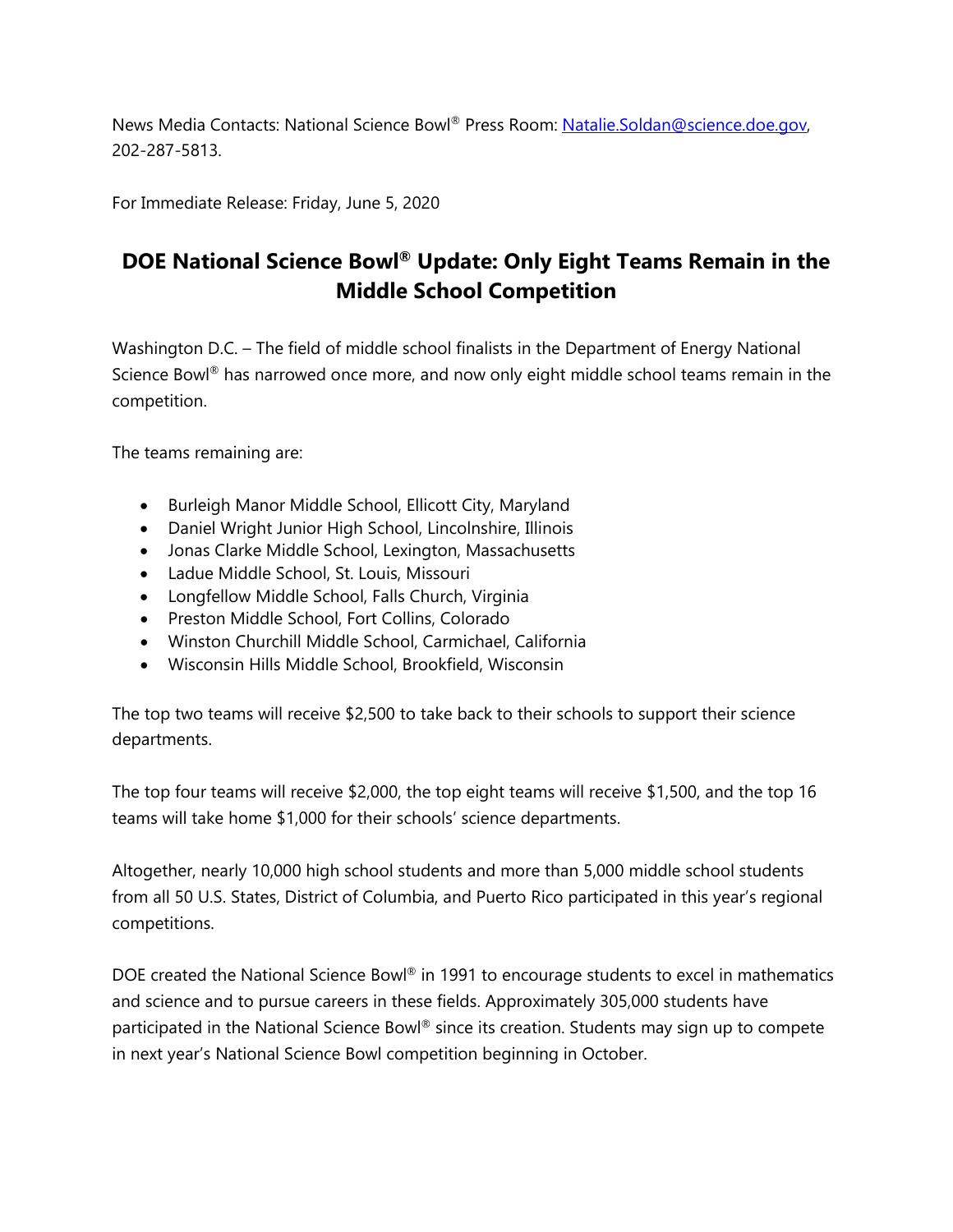News Media Contacts: National Science Bowl® Press Room: [Natalie.Soldan@science.doe.gov](mailto:Natalie.Soldan@science.doe.gov), 202-287-5813.

For Immediate Release: Friday, June 5, 2020

# DOE National Science Bowl® Update: Only Eight Teams Remain in the Middle School Competition

Washington D.C. – The field of middle school finalists in the Department of Energy National Science Bowl® has narrowed once more, and now only eight middle school teams remain in the competition.

The teams remaining are:

- Burleigh Manor Middle School, Ellicott City, Maryland
- Daniel Wright Junior High School, Lincolnshire, Illinois
- Jonas Clarke Middle School, Lexington, Massachusetts
- Ladue Middle School, St. Louis, Missouri
- Longfellow Middle School, Falls Church, Virginia
- Preston Middle School, Fort Collins, Colorado
- Winston Churchill Middle School, Carmichael, California
- Wisconsin Hills Middle School, Brookfield, Wisconsin

The top two teams will receive $2,500 to take back to their schools to support their science departments.

The top four teams will receive $2,000, the top eight teams will receive $1,500, and the top 16 teams will take home $1,000 for their schools' science departments.

Altogether, nearly 10,000 high school students and more than 5,000 middle school students from all 50 U.S. States, District of Columbia, and Puerto Rico participated in this year's regional competitions.

DOE created the National Science Bowl® in 1991 to encourage students to excel in mathematics and science and to pursue careers in these fields. Approximately 305,000 students have participated in the National Science Bowl® since its creation. Students may sign up to compete in next year's National Science Bowl competition beginning in October.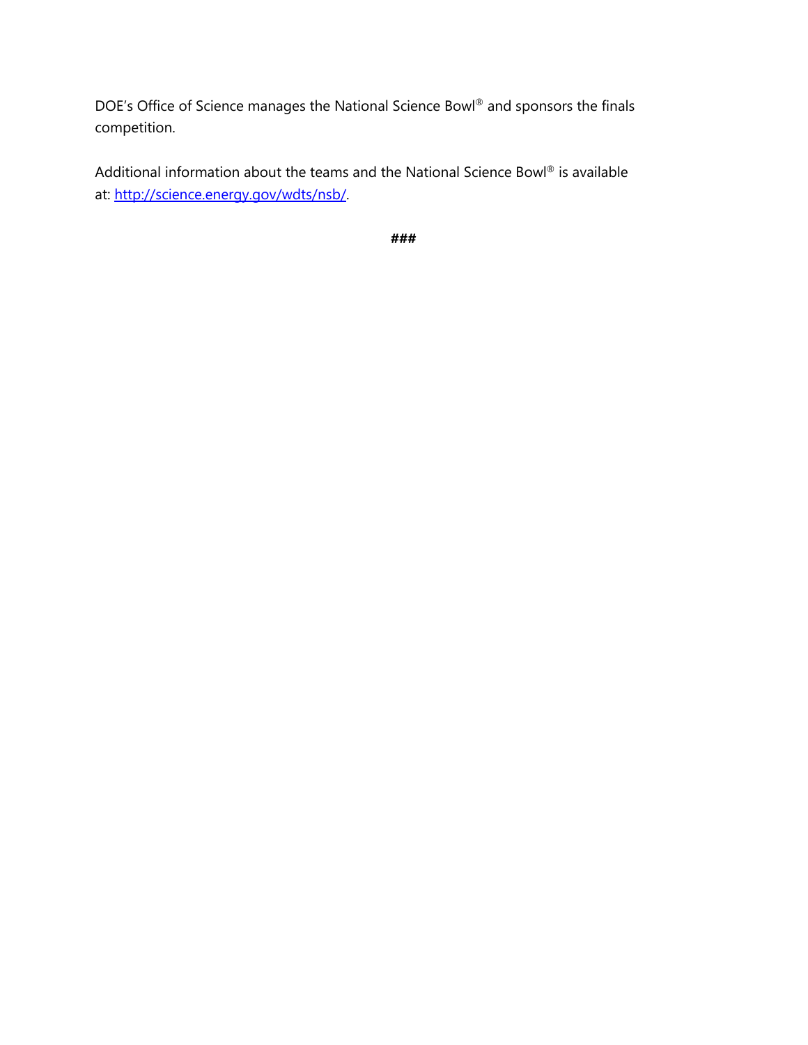DOE's Office of Science manages the National Science Bowl® and sponsors the finals competition.

Additional information about the teams and the National Science Bowl® is available at: [http://science.energy.gov/wdts/nsb/](http://science.energy.gov/wdts/nsb/).

**###**